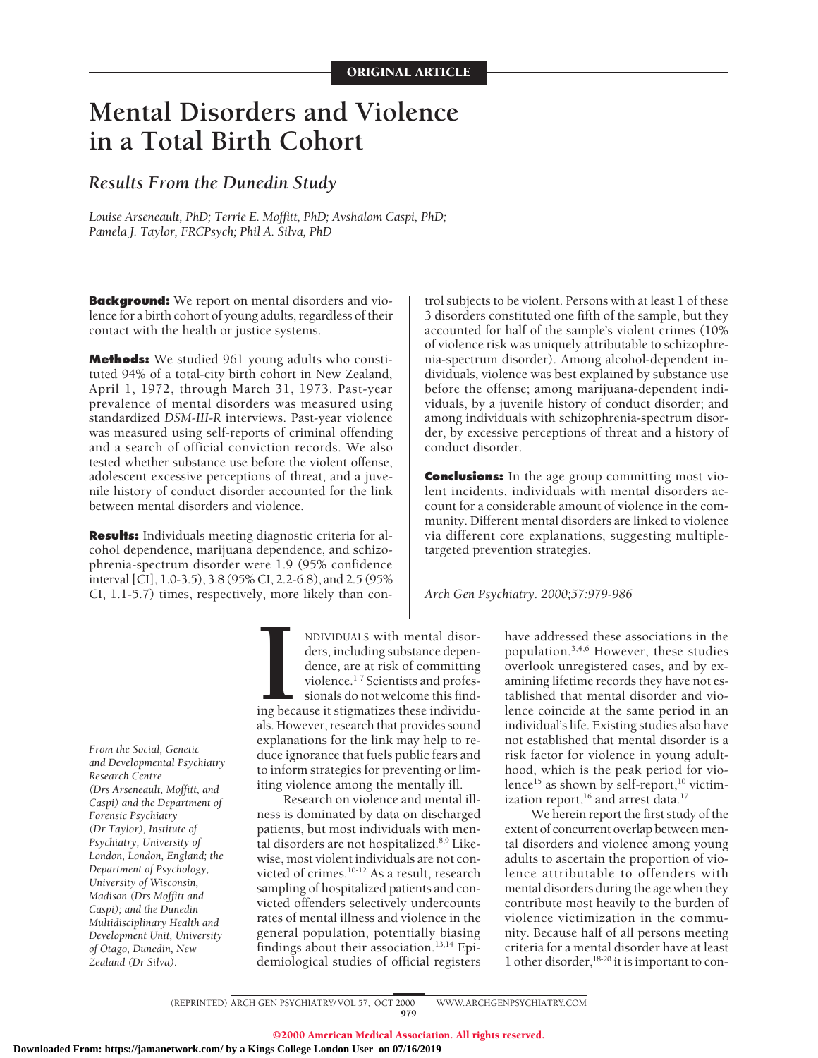ORIGINAL ARTICLE

# Mental Disorders and Violence in a Total Birth Cohort

## Results From the Dunedin Study

*Louise Arseneault, PhD; Terrie E. Moffitt, PhD; Avshalom Caspi, PhD; Pamela J. Taylor, FRCPsych; Phil A. Silva, PhD*

**Background:** We report on mental disorders and violence for a birth cohort of young adults, regardless of their contact with the health or justice systems.

**Methods:** We studied 961 young adults who constituted 94% of a total-city birth cohort in New Zealand, April 1, 1972, through March 31, 1973. Past-year prevalence of mental disorders was measured using standardized *DSM-III-R* interviews. Past-year violence was measured using self-reports of criminal offending and a search of official conviction records. We also tested whether substance use before the violent offense, adolescent excessive perceptions of threat, and a juvenile history of conduct disorder accounted for the link between mental disorders and violence.

**Results:** Individuals meeting diagnostic criteria for alcohol dependence, marijuana dependence, and schizophrenia-spectrum disorder were 1.9 (95% confidence interval [CI], 1.0-3.5), 3.8 (95% CI, 2.2-6.8), and 2.5 (95% CI, 1.1-5.7) times, respectively, more likely than control subjects to be violent. Persons with at least 1 of these 3 disorders constituted one fifth of the sample, but they accounted for half of the sample's violent crimes (10% of violence risk was uniquely attributable to schizophrenia-spectrum disorder). Among alcohol-dependent individuals, violence was best explained by substance use before the offense; among marijuana-dependent individuals, by a juvenile history of conduct disorder; and among individuals with schizophrenia-spectrum disorder, by excessive perceptions of threat and a history of conduct disorder.

**Conclusions:** In the age group committing most violent incidents, individuals with mental disorders account for a considerable amount of violence in the community. Different mental disorders are linked to violence via different core explanations, suggesting multiple-targeted prevention strategies.

*Arch Gen Psychiatry. 2000;57:979-986*

*From the Social, Genetic and Developmental Psychiatry Research Centre (Drs Arseneault, Moffitt, and Caspi) and the Department of Forensic Psychiatry (Dr Taylor), Institute of Psychiatry, University of London, London, England; the Department of Psychology, University of Wisconsin, Madison (Drs Moffitt and Caspi); and the Dunedin Multidisciplinary Health and Development Unit, University of Otago, Dunedin, New Zealand (Dr Silva).*

INDIVIDUALS with mental disorders, including substance dependence, are at risk of committing violence.[1-7] Scientists and professionals do not welcome this finding because it stigmatizes these individuals. However, research that provides sound explanations for the link may help to reduce ignorance that fuels public fears and to inform strategies for preventing or limiting violence among the mentally ill.

Research on violence and mental illness is dominated by data on discharged patients, but most individuals with mental disorders are not hospitalized.[8,9] Likewise, most violent individuals are not convicted of crimes.[10-12] As a result, research sampling of hospitalized patients and convicted offenders selectively undercounts rates of mental illness and violence in the general population, potentially biasing findings about their association.[13,14] Epidemiological studies of official registers have addressed these associations in the population.[3,4,6] However, these studies overlook unregistered cases, and by examining lifetime records they have not established that mental disorder and violence coincide at the same period in an individual's life. Existing studies also have not established that mental disorder is a risk factor for violence in young adulthood, which is the peak period for violence[15] as shown by self-report,[10] victimization report,[16] and arrest data.[17]

We herein report the first study of the extent of concurrent overlap between mental disorders and violence among young adults to ascertain the proportion of violence attributable to offenders with mental disorders during the age when they contribute most heavily to the burden of violence victimization in the community. Because half of all persons meeting criteria for a mental disorder have at least 1 other disorder,[18-20] it is important to con-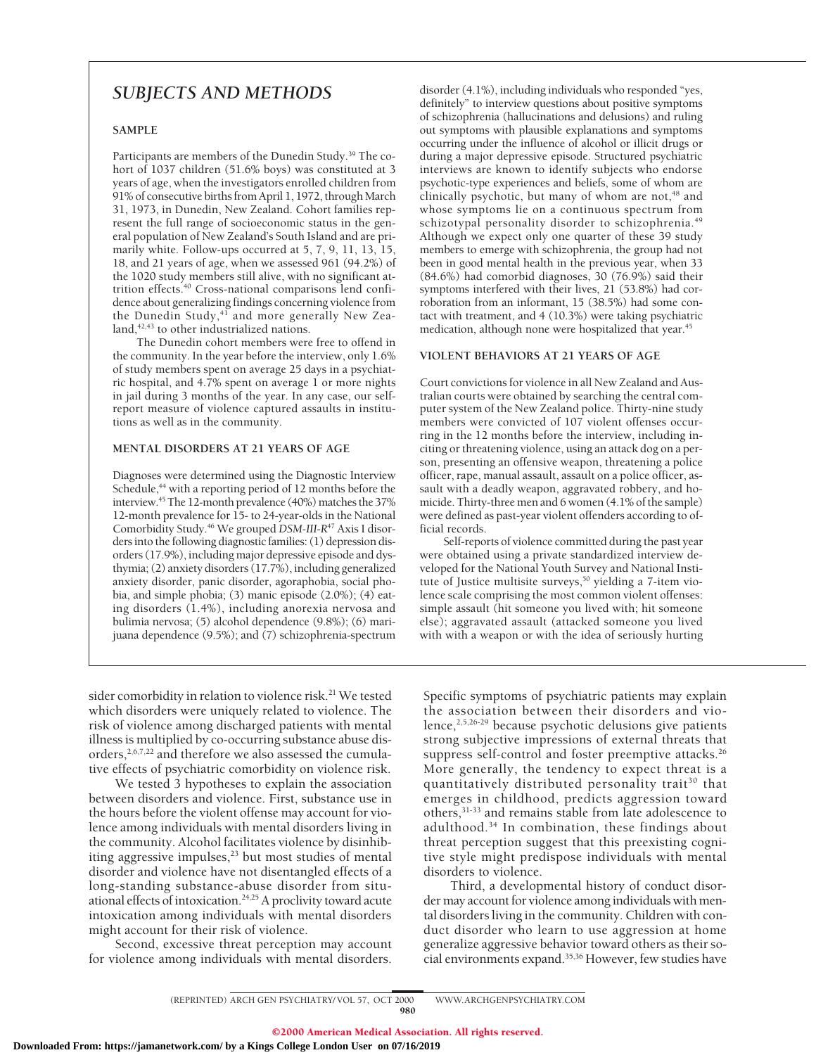# SUBJECTS AND METHODS

## SAMPLE

Participants are members of the Dunedin Study.[39] The cohort of 1037 children (51.6% boys) was constituted at 3 years of age, when the investigators enrolled children from 91% of consecutive births from April 1, 1972, through March 31, 1973, in Dunedin, New Zealand. Cohort families represent the full range of socioeconomic status in the general population of New Zealand's South Island and are primarily white. Follow-ups occurred at 5, 7, 9, 11, 13, 15, 18, and 21 years of age, when we assessed 961 (94.2%) of the 1020 study members still alive, with no significant attrition effects.[40] Cross-national comparisons lend confidence about generalizing findings concerning violence from the Dunedin Study,[41] and more generally New Zealand,[42,43] to other industrialized nations.

The Dunedin cohort members were free to offend in the community. In the year before the interview, only 1.6% of study members spent on average 25 days in a psychiatric hospital, and 4.7% spent on average 1 or more nights in jail during 3 months of the year. In any case, our self-report measure of violence captured assaults in institutions as well as in the community.

## MENTAL DISORDERS AT 21 YEARS OF AGE

Diagnoses were determined using the Diagnostic Interview Schedule,[44] with a reporting period of 12 months before the interview.[45] The 12-month prevalence (40%) matches the 37% 12-month prevalence for 15- to 24-year-olds in the National Comorbidity Study.[46] We grouped *DSM-III-R*[47] Axis I disorders into the following diagnostic families: (1) depression disorders (17.9%), including major depressive episode and dysthymia; (2) anxiety disorders (17.7%), including generalized anxiety disorder, panic disorder, agoraphobia, social phobia, and simple phobia; (3) manic episode (2.0%); (4) eating disorders (1.4%), including anorexia nervosa and bulimia nervosa; (5) alcohol dependence (9.8%); (6) marijuana dependence (9.5%); and (7) schizophrenia-spectrum disorder (4.1%), including individuals who responded "yes, definitely" to interview questions about positive symptoms of schizophrenia (hallucinations and delusions) and ruling out symptoms with plausible explanations and symptoms occurring under the influence of alcohol or illicit drugs or during a major depressive episode. Structured psychiatric interviews are known to identify subjects who endorse psychotic-type experiences and beliefs, some of whom are clinically psychotic, but many of whom are not,[48] and whose symptoms lie on a continuous spectrum from schizotypal personality disorder to schizophrenia.[49] Although we expect only one quarter of these 39 study members to emerge with schizophrenia, the group had not been in good mental health in the previous year, when 33 (84.6%) had comorbid diagnoses, 30 (76.9%) said their symptoms interfered with their lives, 21 (53.8%) had corroboration from an informant, 15 (38.5%) had some contact with treatment, and 4 (10.3%) were taking psychiatric medication, although none were hospitalized that year.[45]

## VIOLENT BEHAVIORS AT 21 YEARS OF AGE

Court convictions for violence in all New Zealand and Australian courts were obtained by searching the central computer system of the New Zealand police. Thirty-nine study members were convicted of 107 violent offenses occurring in the 12 months before the interview, including inciting or threatening violence, using an attack dog on a person, presenting an offensive weapon, threatening a police officer, rape, manual assault, assault on a police officer, assault with a deadly weapon, aggravated robbery, and homicide. Thirty-three men and 6 women (4.1% of the sample) were defined as past-year violent offenders according to official records.

Self-reports of violence committed during the past year were obtained using a private standardized interview developed for the National Youth Survey and National Institute of Justice multisite surveys,[50] yielding a 7-item violence scale comprising the most common violent offenses: simple assault (hit someone you lived with; hit someone else); aggravated assault (attacked someone you lived with with a weapon or with the idea of seriously hurting

sider comorbidity in relation to violence risk.[21] We tested which disorders were uniquely related to violence. The risk of violence among discharged patients with mental illness is multiplied by co-occurring substance abuse disorders,[2,6,7,22] and therefore we also assessed the cumulative effects of psychiatric comorbidity on violence risk.

We tested 3 hypotheses to explain the association between disorders and violence. First, substance use in the hours before the violent offense may account for violence among individuals with mental disorders living in the community. Alcohol facilitates violence by disinhibiting aggressive impulses,[23] but most studies of mental disorder and violence have not disentangled effects of a long-standing substance-abuse disorder from situational effects of intoxication.[24,25] A proclivity toward acute intoxication among individuals with mental disorders might account for their risk of violence.

Second, excessive threat perception may account for violence among individuals with mental disorders. Specific symptoms of psychiatric patients may explain the association between their disorders and violence,[2,5,26-29] because psychotic delusions give patients strong subjective impressions of external threats that suppress self-control and foster preemptive attacks.[26] More generally, the tendency to expect threat is a quantitatively distributed personality trait[30] that emerges in childhood, predicts aggression toward others,[31-33] and remains stable from late adolescence to adulthood.[34] In combination, these findings about threat perception suggest that this preexisting cognitive style might predispose individuals with mental disorders to violence.

Third, a developmental history of conduct disorder may account for violence among individuals with mental disorders living in the community. Children with conduct disorder who learn to use aggression at home generalize aggressive behavior toward others as their social environments expand.[35,36] However, few studies have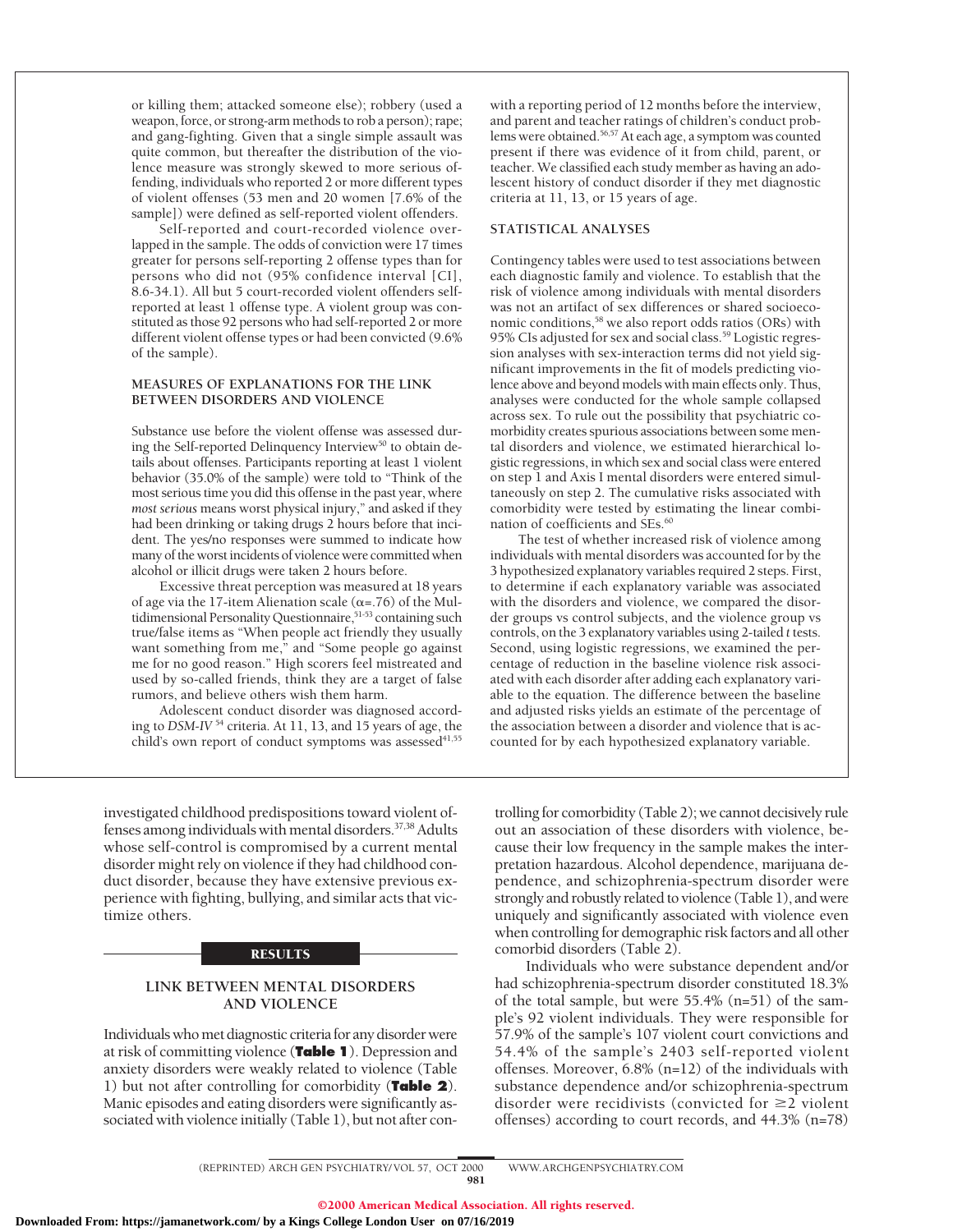or killing them; attacked someone else); robbery (used a weapon, force, or strong-arm methods to rob a person); rape; and gang-fighting. Given that a single simple assault was quite common, but thereafter the distribution of the violence measure was strongly skewed to more serious offending, individuals who reported 2 or more different types of violent offenses (53 men and 20 women [7.6% of the sample]) were defined as self-reported violent offenders.

Self-reported and court-recorded violence overlapped in the sample. The odds of conviction were 17 times greater for persons self-reporting 2 offense types than for persons who did not (95% confidence interval [CI], 8.6-34.1). All but 5 court-recorded violent offenders self-reported at least 1 offense type. A violent group was constituted as those 92 persons who had self-reported 2 or more different violent offense types or had been convicted (9.6% of the sample).

### MEASURES OF EXPLANATIONS FOR THE LINK BETWEEN DISORDERS AND VIOLENCE

Substance use before the violent offense was assessed during the Self-reported Delinquency Interview[50] to obtain details about offenses. Participants reporting at least 1 violent behavior (35.0% of the sample) were told to "Think of the most serious time you did this offense in the past year, where *most serious* means worst physical injury," and asked if they had been drinking or taking drugs 2 hours before that incident. The yes/no responses were summed to indicate how many of the worst incidents of violence were committed when alcohol or illicit drugs were taken 2 hours before.

Excessive threat perception was measured at 18 years of age via the 17-item Alienation scale (α=.76) of the Multidimensional Personality Questionnaire,[51-53] containing such true/false items as "When people act friendly they usually want something from me," and "Some people go against me for no good reason." High scorers feel mistreated and used by so-called friends, think they are a target of false rumors, and believe others wish them harm.

Adolescent conduct disorder was diagnosed according to *DSM-IV*[54] criteria. At 11, 13, and 15 years of age, the child's own report of conduct symptoms was assessed[41,55] with a reporting period of 12 months before the interview, and parent and teacher ratings of children's conduct problems were obtained.[56,57] At each age, a symptom was counted present if there was evidence of it from child, parent, or teacher. We classified each study member as having an adolescent history of conduct disorder if they met diagnostic criteria at 11, 13, or 15 years of age.

### STATISTICAL ANALYSES

Contingency tables were used to test associations between each diagnostic family and violence. To establish that the risk of violence among individuals with mental disorders was not an artifact of sex differences or shared socioeconomic conditions,[58] we also report odds ratios (ORs) with 95% CIs adjusted for sex and social class.[59] Logistic regression analyses with sex-interaction terms did not yield significant improvements in the fit of models predicting violence above and beyond models with main effects only. Thus, analyses were conducted for the whole sample collapsed across sex. To rule out the possibility that psychiatric comorbidity creates spurious associations between some mental disorders and violence, we estimated hierarchical logistic regressions, in which sex and social class were entered on step 1 and Axis I mental disorders were entered simultaneously on step 2. The cumulative risks associated with comorbidity were tested by estimating the linear combination of coefficients and SEs.[60]

The test of whether increased risk of violence among individuals with mental disorders was accounted for by the 3 hypothesized explanatory variables required 2 steps. First, to determine if each explanatory variable was associated with the disorders and violence, we compared the disorder groups vs control subjects, and the violence group vs controls, on the 3 explanatory variables using 2-tailed *t* tests. Second, using logistic regressions, we examined the percentage of reduction in the baseline violence risk associated with each disorder after adding each explanatory variable to the equation. The difference between the baseline and adjusted risks yields an estimate of the percentage of the association between a disorder and violence that is accounted for by each hypothesized explanatory variable.

investigated childhood predispositions toward violent offenses among individuals with mental disorders.[37,38] Adults whose self-control is compromised by a current mental disorder might rely on violence if they had childhood conduct disorder, because they have extensive previous experience with fighting, bullying, and similar acts that victimize others.

## RESULTS

### LINK BETWEEN MENTAL DISORDERS AND VIOLENCE

Individuals who met diagnostic criteria for any disorder were at risk of committing violence (**Table 1**). Depression and anxiety disorders were weakly related to violence (Table 1) but not after controlling for comorbidity (**Table 2**). Manic episodes and eating disorders were significantly associated with violence initially (Table 1), but not after controlling for comorbidity (Table 2); we cannot decisively rule out an association of these disorders with violence, because their low frequency in the sample makes the interpretation hazardous. Alcohol dependence, marijuana dependence, and schizophrenia-spectrum disorder were strongly and robustly related to violence (Table 1), and were uniquely and significantly associated with violence even when controlling for demographic risk factors and all other comorbid disorders (Table 2).

Individuals who were substance dependent and/or had schizophrenia-spectrum disorder constituted 18.3% of the total sample, but were 55.4% (n=51) of the sample's 92 violent individuals. They were responsible for 57.9% of the sample's 107 violent court convictions and 54.4% of the sample's 2403 self-reported violent offenses. Moreover, 6.8% (n=12) of the individuals with substance dependence and/or schizophrenia-spectrum disorder were recidivists (convicted for ≥2 violent offenses) according to court records, and 44.3% (n=78)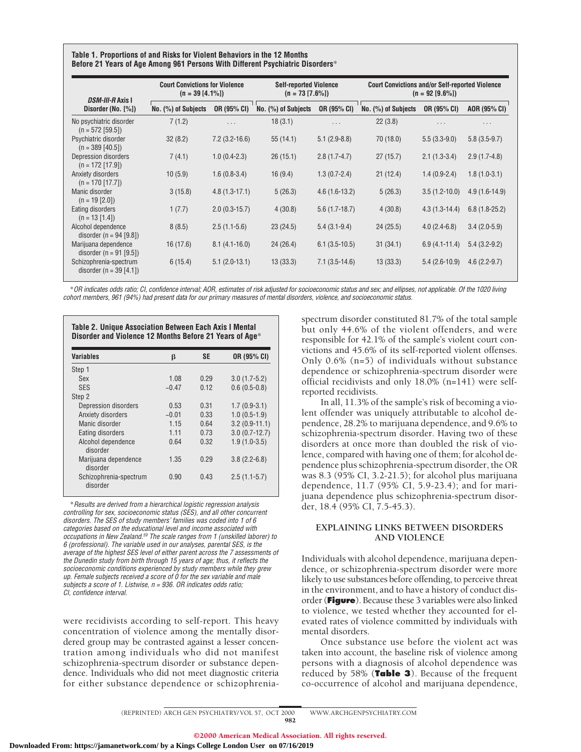**Table 1. Proportions of and Risks for Violent Behaviors in the 12 Months Before 21 Years of Age Among 961 Persons With Different Psychiatric Disorders***

| *DSM-III-R* Axis I Disorder (No. [%]) | Court Convictions for Violence (n = 39 [4.1%]) | | Self-reported Violence (n = 73 [7.6%]) | | Court Convictions and/or Self-reported Violence (n = 92 [9.6%]) | | |
|---|---|---|---|---|---|---|---|
| | No. (%) of Subjects | OR (95% CI) | No. (%) of Subjects | OR (95% CI) | No. (%) of Subjects | OR (95% CI) | AOR (95% CI) |
| No psychiatric disorder (n = 572 [59.5]) | 7 (1.2) | . . . | 18 (3.1) | . . . | 22 (3.8) | . . . | . . . |
| Psychiatric disorder (n = 389 [40.5]) | 32 (8.2) | 7.2 (3.2-16.6) | 55 (14.1) | 5.1 (2.9-8.8) | 70 (18.0) | 5.5 (3.3-9.0) | 5.8 (3.5-9.7) |
| Depression disorders (n = 172 [17.9]) | 7 (4.1) | 1.0 (0.4-2.3) | 26 (15.1) | 2.8 (1.7-4.7) | 27 (15.7) | 2.1 (1.3-3.4) | 2.9 (1.7-4.8) |
| Anxiety disorders (n = 170 [17.7]) | 10 (5.9) | 1.6 (0.8-3.4) | 16 (9.4) | 1.3 (0.7-2.4) | 21 (12.4) | 1.4 (0.9-2.4) | 1.8 (1.0-3.1) |
| Manic disorder (n = 19 [2.0]) | 3 (15.8) | 4.8 (1.3-17.1) | 5 (26.3) | 4.6 (1.6-13.2) | 5 (26.3) | 3.5 (1.2-10.0) | 4.9 (1.6-14.9) |
| Eating disorders (n = 13 [1.4]) | 1 (7.7) | 2.0 (0.3-15.7) | 4 (30.8) | 5.6 (1.7-18.7) | 4 (30.8) | 4.3 (1.3-14.4) | 6.8 (1.8-25.2) |
| Alcohol dependence disorder (n = 94 [9.8]) | 8 (8.5) | 2.5 (1.1-5.6) | 23 (24.5) | 5.4 (3.1-9.4) | 24 (25.5) | 4.0 (2.4-6.8) | 3.4 (2.0-5.9) |
| Marijuana dependence disorder (n = 91 [9.5]) | 16 (17.6) | 8.1 (4.1-16.0) | 24 (26.4) | 6.1 (3.5-10.5) | 31 (34.1) | 6.9 (4.1-11.4) | 5.4 (3.2-9.2) |
| Schizophrenia-spectrum disorder (n = 39 [4.1]) | 6 (15.4) | 5.1 (2.0-13.1) | 13 (33.3) | 7.1 (3.5-14.6) | 13 (33.3) | 5.4 (2.6-10.9) | 4.6 (2.2-9.7) |

*OR indicates odds ratio; CI, confidence interval; AOR, estimates of risk adjusted for socioeconomic status and sex; and ellipses, not applicable. Of the 1020 living cohort members, 961 (94%) had present data for our primary measures of mental disorders, violence, and socioeconomic status.

**Table 2. Unique Association Between Each Axis I Mental Disorder and Violence 12 Months Before 21 Years of Age***

| Variables | β | SE | OR (95% CI) |
|---|---|---|---|
| Step 1 | | | |
| Sex | 1.08 | 0.29 | 3.0 (1.7-5.2) |
| SES | −0.47 | 0.12 | 0.6 (0.5-0.8) |
| Step 2 | | | |
| Depression disorders | 0.53 | 0.31 | 1.7 (0.9-3.1) |
| Anxiety disorders | −0.01 | 0.33 | 1.0 (0.5-1.9) |
| Manic disorder | 1.15 | 0.64 | 3.2 (0.9-11.1) |
| Eating disorders | 1.11 | 0.73 | 3.0 (0.7-12.7) |
| Alcohol dependence disorder | 0.64 | 0.32 | 1.9 (1.0-3.5) |
| Marijuana dependence disorder | 1.35 | 0.29 | 3.8 (2.2-6.8) |
| Schizophrenia-spectrum disorder | 0.90 | 0.43 | 2.5 (1.1-5.7) |

*Results are derived from a hierarchical logistic regression analysis controlling for sex, socioeconomic status (SES), and all other concurrent disorders. The SES of study members' families was coded into 1 of 6 categories based on the educational level and income associated with occupations in New Zealand.[59] The scale ranges from 1 (unskilled laborer) to 6 (professional). The variable used in our analyses, parental SES, is the average of the highest SES level of either parent across the 7 assessments of the Dunedin study from birth through 15 years of age; thus, it reflects the socioeconomic conditions experienced by study members while they grew up. Female subjects received a score of 0 for the sex variable and male subjects a score of 1. Listwise, n = 936. OR indicates odds ratio; CI, confidence interval.

were recidivists according to self-report. This heavy concentration of violence among the mentally disordered group may be contrasted against a lesser concentration among individuals who did not manifest schizophrenia-spectrum disorder or substance dependence. Individuals who did not meet diagnostic criteria for either substance dependence or schizophrenia-spectrum disorder constituted 81.7% of the total sample but only 44.6% of the violent offenders, and were responsible for 42.1% of the sample's violent court convictions and 45.6% of its self-reported violent offenses. Only 0.6% (n=5) of individuals without substance dependence or schizophrenia-spectrum disorder were official recidivists and only 18.0% (n=141) were self-reported recidivists.

In all, 11.3% of the sample's risk of becoming a violent offender was uniquely attributable to alcohol dependence, 28.2% to marijuana dependence, and 9.6% to schizophrenia-spectrum disorder. Having two of these disorders at once more than doubled the risk of violence, compared with having one of them; for alcohol dependence plus schizophrenia-spectrum disorder, the OR was 8.3 (95% CI, 3.2-21.5); for alcohol plus marijuana dependence, 11.7 (95% CI, 5.9-23.4); and for marijuana dependence plus schizophrenia-spectrum disorder, 18.4 (95% CI, 7.5-45.3).

## EXPLAINING LINKS BETWEEN DISORDERS AND VIOLENCE

Individuals with alcohol dependence, marijuana dependence, or schizophrenia-spectrum disorder were more likely to use substances before offending, to perceive threat in the environment, and to have a history of conduct disorder (**Figure**). Because these 3 variables were also linked to violence, we tested whether they accounted for elevated rates of violence committed by individuals with mental disorders.

Once substance use before the violent act was taken into account, the baseline risk of violence among persons with a diagnosis of alcohol dependence was reduced by 58% (**Table 3**). Because of the frequent co-occurrence of alcohol and marijuana dependence,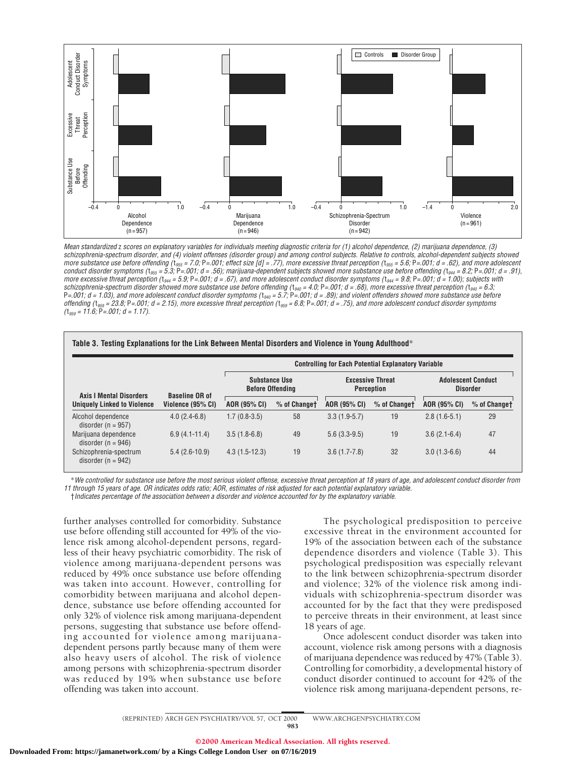Adolescent Conduct Disorder Symptoms

Excessive Threat Perception

Substance Use Before Offending

Controls
Disorder Group

–0.4 0 1.0
Alcohol Dependence (n = 957)

–0.4 0 1.0
Marijuana Dependence (n = 946)

–0.4 0 1.0
Schizophrenia-Spectrum Disorder (n = 942)

–1.4 0 2.0
Violence (n = 961)

*Mean standardized z scores on explanatory variables for individuals meeting diagnostic criteria for (1) alcohol dependence, (2) marijuana dependence, (3) schizophrenia-spectrum disorder, and (4) violent offenses (disorder group) and among control subjects. Relative to controls, alcohol-dependent subjects showed more substance use before offending ($t_{955}$ = 7.0; P=.001; effect size [d] = .77), more excessive threat perception ($t_{955}$ = 5.6; P=.001; d = .62), and more adolescent conduct disorder symptoms ($t_{955}$ = 5.3; P=.001; d = .56); marijuana-dependent subjects showed more substance use before offending ($t_{944}$ = 8.2; P=.001; d = .91), more excessive threat perception ($t_{944}$ = 5.9; P=.001; d = .67), and more adolescent conduct disorder symptoms ($t_{944}$ = 9.8; P=.001; d = 1.00); subjects with schizophrenia-spectrum disorder showed more substance use before offending ($t_{940}$ = 4.0; P=.001; d = .68), more excessive threat perception ($t_{940}$ = 6.3; P=.001; d = 1.03), and more adolescent conduct disorder symptoms ($t_{940}$ = 5.7; P=.001; d = .89); and violent offenders showed more substance use before offending ($t_{959}$ = 23.8; P=.001; d = 2.15), more excessive threat perception ($t_{959}$ = 6.8; P=.001; d = .75), and more adolescent conduct disorder symptoms ($t_{959}$ = 11.6; P=.001; d = 1.17).*

**Table 3. Testing Explanations for the Link Between Mental Disorders and Violence in Young Adulthood***

| | | Controlling for Each Potential Explanatory Variable | | | | | |
|---|---|---|---|---|---|---|---|
| | | Substance Use Before Offending | | Excessive Threat Perception | | Adolescent Conduct Disorder | |
| Axis I Mental Disorders Uniquely Linked to Violence | Baseline OR of Violence (95% CI) | AOR (95% CI) | % of Change† | AOR (95% CI) | % of Change† | AOR (95% CI) | % of Change† |
| Alcohol dependence disorder (n = 957) | 4.0 (2.4-6.8) | 1.7 (0.8-3.5) | 58 | 3.3 (1.9-5.7) | 19 | 2.8 (1.6-5.1) | 29 |
| Marijuana dependence disorder (n = 946) | 6.9 (4.1-11.4) | 3.5 (1.8-6.8) | 49 | 5.6 (3.3-9.5) | 19 | 3.6 (2.1-6.4) | 47 |
| Schizophrenia-spectrum disorder (n = 942) | 5.4 (2.6-10.9) | 4.3 (1.5-12.3) | 19 | 3.6 (1.7-7.8) | 32 | 3.0 (1.3-6.6) | 44 |

*We controlled for substance use before the most serious violent offense, excessive threat perception at 18 years of age, and adolescent conduct disorder from 11 through 15 years of age. OR indicates odds ratio; AOR, estimates of risk adjusted for each potential explanatory variable.

†Indicates percentage of the association between a disorder and violence accounted for by the explanatory variable.

further analyses controlled for comorbidity. Substance use before offending still accounted for 49% of the violence risk among alcohol-dependent persons, regardless of their heavy psychiatric comorbidity. The risk of violence among marijuana-dependent persons was reduced by 49% once substance use before offending was taken into account. However, controlling for comorbidity between marijuana and alcohol dependence, substance use before offending accounted for only 32% of violence risk among marijuana-dependent persons, suggesting that substance use before offending accounted for violence among marijuana-dependent persons partly because many of them were also heavy users of alcohol. The risk of violence among persons with schizophrenia-spectrum disorder was reduced by 19% when substance use before offending was taken into account.

The psychological predisposition to perceive excessive threat in the environment accounted for 19% of the association between each of the substance dependence disorders and violence (Table 3). This psychological predisposition was especially relevant to the link between schizophrenia-spectrum disorder and violence; 32% of the violence risk among individuals with schizophrenia-spectrum disorder was accounted for by the fact that they were predisposed to perceive threats in their environment, at least since 18 years of age.

Once adolescent conduct disorder was taken into account, violence risk among persons with a diagnosis of marijuana dependence was reduced by 47% (Table 3). Controlling for comorbidity, a developmental history of conduct disorder continued to account for 42% of the violence risk among marijuana-dependent persons, re-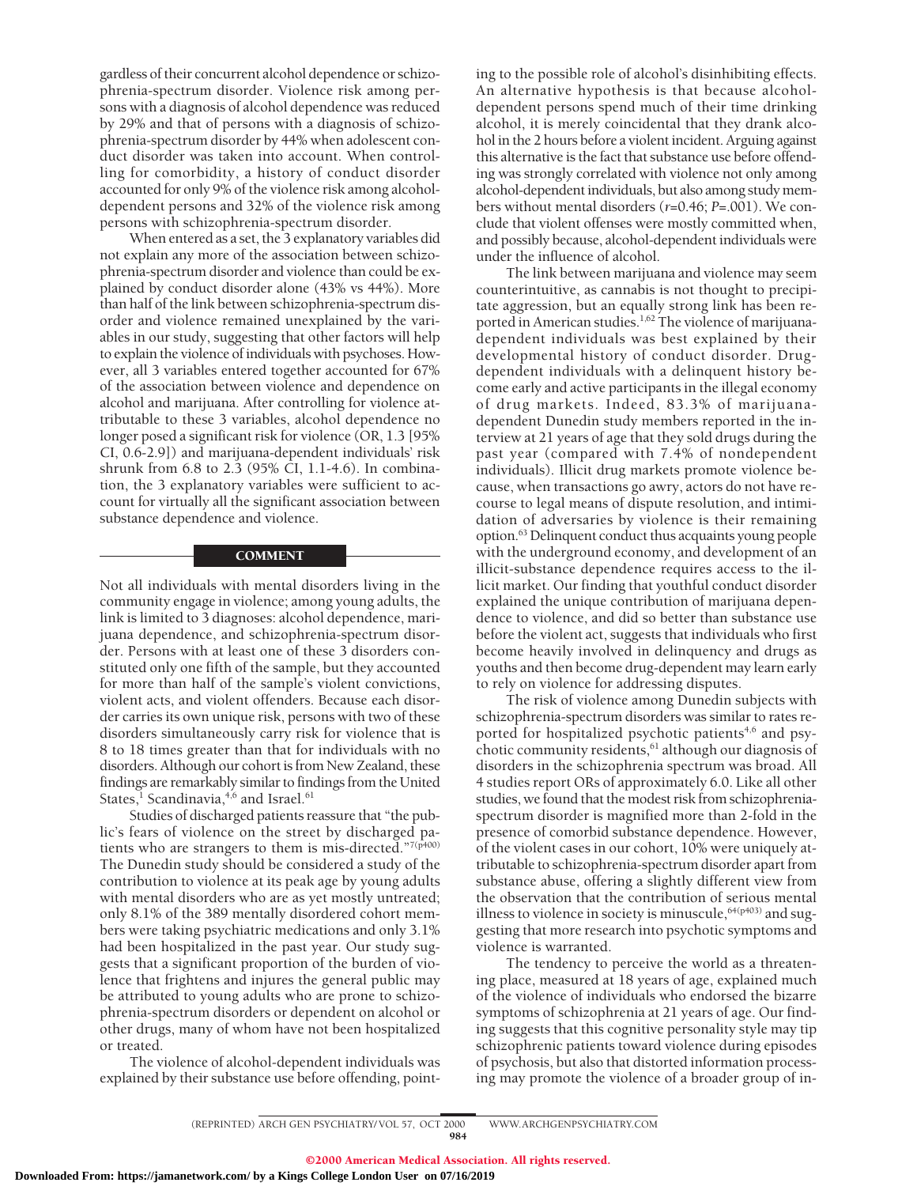gardless of their concurrent alcohol dependence or schizophrenia-spectrum disorder. Violence risk among persons with a diagnosis of alcohol dependence was reduced by 29% and that of persons with a diagnosis of schizophrenia-spectrum disorder by 44% when adolescent conduct disorder was taken into account. When controlling for comorbidity, a history of conduct disorder accounted for only 9% of the violence risk among alcohol-dependent persons and 32% of the violence risk among persons with schizophrenia-spectrum disorder.

When entered as a set, the 3 explanatory variables did not explain any more of the association between schizophrenia-spectrum disorder and violence than could be explained by conduct disorder alone (43% vs 44%). More than half of the link between schizophrenia-spectrum disorder and violence remained unexplained by the variables in our study, suggesting that other factors will help to explain the violence of individuals with psychoses. However, all 3 variables entered together accounted for 67% of the association between violence and dependence on alcohol and marijuana. After controlling for violence attributable to these 3 variables, alcohol dependence no longer posed a significant risk for violence (OR, 1.3 [95% CI, 0.6-2.9]) and marijuana-dependent individuals' risk shrunk from 6.8 to 2.3 (95% CI, 1.1-4.6). In combination, the 3 explanatory variables were sufficient to account for virtually all the significant association between substance dependence and violence.

## COMMENT

Not all individuals with mental disorders living in the community engage in violence; among young adults, the link is limited to 3 diagnoses: alcohol dependence, marijuana dependence, and schizophrenia-spectrum disorder. Persons with at least one of these 3 disorders constituted only one fifth of the sample, but they accounted for more than half of the sample's violent convictions, violent acts, and violent offenders. Because each disorder carries its own unique risk, persons with two of these disorders simultaneously carry risk for violence that is 8 to 18 times greater than that for individuals with no disorders. Although our cohort is from New Zealand, these findings are remarkably similar to findings from the United States,[1] Scandinavia,[4,6] and Israel.[61]

Studies of discharged patients reassure that "the public's fears of violence on the street by discharged patients who are strangers to them is mis-directed."[7(p400)] The Dunedin study should be considered a study of the contribution to violence at its peak age by young adults with mental disorders who are as yet mostly untreated; only 8.1% of the 389 mentally disordered cohort members were taking psychiatric medications and only 3.1% had been hospitalized in the past year. Our study suggests that a significant proportion of the burden of violence that frightens and injures the general public may be attributed to young adults who are prone to schizophrenia-spectrum disorders or dependent on alcohol or other drugs, many of whom have not been hospitalized or treated.

The violence of alcohol-dependent individuals was explained by their substance use before offending, pointing to the possible role of alcohol's disinhibiting effects. An alternative hypothesis is that because alcohol-dependent persons spend much of their time drinking alcohol, it is merely coincidental that they drank alcohol in the 2 hours before a violent incident. Arguing against this alternative is the fact that substance use before offending was strongly correlated with violence not only among alcohol-dependent individuals, but also among study members without mental disorders ($r$=0.46; $P$=.001). We conclude that violent offenses were mostly committed when, and possibly because, alcohol-dependent individuals were under the influence of alcohol.

The link between marijuana and violence may seem counterintuitive, as cannabis is not thought to precipitate aggression, but an equally strong link has been reported in American studies.[1,62] The violence of marijuana-dependent individuals was best explained by their developmental history of conduct disorder. Drug-dependent individuals with a delinquent history become early and active participants in the illegal economy of drug markets. Indeed, 83.3% of marijuana-dependent Dunedin study members reported in the interview at 21 years of age that they sold drugs during the past year (compared with 7.4% of nondependent individuals). Illicit drug markets promote violence because, when transactions go awry, actors do not have recourse to legal means of dispute resolution, and intimidation of adversaries by violence is their remaining option.[63] Delinquent conduct thus acquaints young people with the underground economy, and development of an illicit-substance dependence requires access to the illicit market. Our finding that youthful conduct disorder explained the unique contribution of marijuana dependence to violence, and did so better than substance use before the violent act, suggests that individuals who first become heavily involved in delinquency and drugs as youths and then become drug-dependent may learn early to rely on violence for addressing disputes.

The risk of violence among Dunedin subjects with schizophrenia-spectrum disorders was similar to rates reported for hospitalized psychotic patients[4,6] and psychotic community residents,[61] although our diagnosis of disorders in the schizophrenia spectrum was broad. All 4 studies report ORs of approximately 6.0. Like all other studies, we found that the modest risk from schizophrenia-spectrum disorder is magnified more than 2-fold in the presence of comorbid substance dependence. However, of the violent cases in our cohort, 10% were uniquely attributable to schizophrenia-spectrum disorder apart from substance abuse, offering a slightly different view from the observation that the contribution of serious mental illness to violence in society is minuscule,[64(p403)] and suggesting that more research into psychotic symptoms and violence is warranted.

The tendency to perceive the world as a threatening place, measured at 18 years of age, explained much of the violence of individuals who endorsed the bizarre symptoms of schizophrenia at 21 years of age. Our finding suggests that this cognitive personality style may tip schizophrenic patients toward violence during episodes of psychosis, but also that distorted information processing may promote the violence of a broader group of in-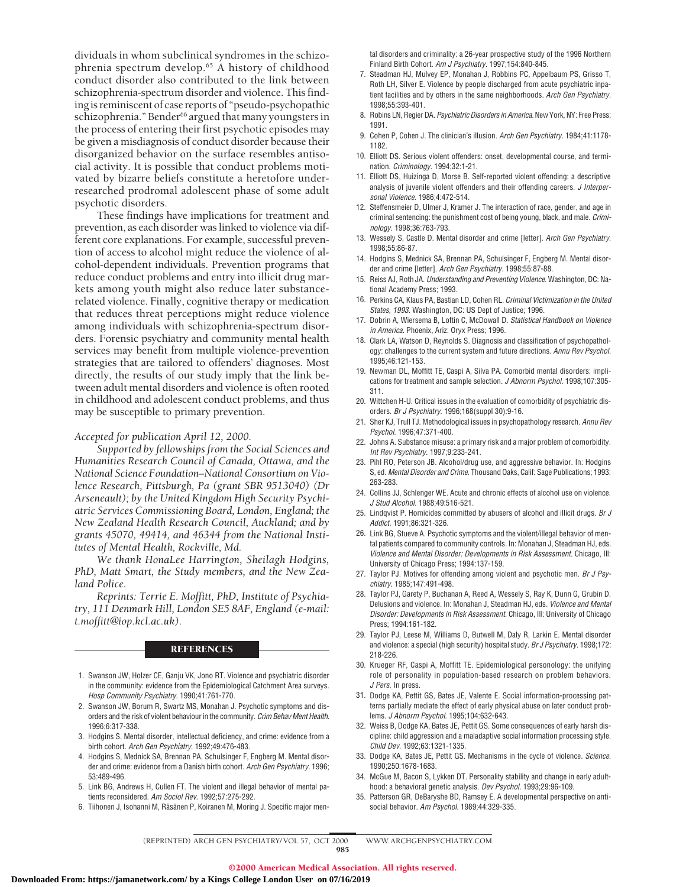dividuals in whom subclinical syndromes in the schizophrenia spectrum develop.[65] A history of childhood conduct disorder also contributed to the link between schizophrenia-spectrum disorder and violence. This finding is reminiscent of case reports of "pseudo-psychopathic schizophrenia." Bender[66] argued that many youngsters in the process of entering their first psychotic episodes may be given a misdiagnosis of conduct disorder because their disorganized behavior on the surface resembles antisocial activity. It is possible that conduct problems motivated by bizarre beliefs constitute a heretofore under-researched prodromal adolescent phase of some adult psychotic disorders.

These findings have implications for treatment and prevention, as each disorder was linked to violence via different core explanations. For example, successful prevention of access to alcohol might reduce the violence of alcohol-dependent individuals. Prevention programs that reduce conduct problems and entry into illicit drug markets among youth might also reduce later substance-related violence. Finally, cognitive therapy or medication that reduces threat perceptions might reduce violence among individuals with schizophrenia-spectrum disorders. Forensic psychiatry and community mental health services may benefit from multiple violence-prevention strategies that are tailored to offenders' diagnoses. Most directly, the results of our study imply that the link between adult mental disorders and violence is often rooted in childhood and adolescent conduct problems, and thus may be susceptible to primary prevention.

*Accepted for publication April 12, 2000.*

*Supported by fellowships from the Social Sciences and Humanities Research Council of Canada, Ottawa, and the National Science Foundation–National Consortium on Violence Research, Pittsburgh, Pa (grant SBR 9513040) (Dr Arseneault); by the United Kingdom High Security Psychiatric Services Commissioning Board, London, England; the New Zealand Health Research Council, Auckland; and by grants 45070, 49414, and 46344 from the National Institutes of Mental Health, Rockville, Md.*

*We thank HonaLee Harrington, Sheilagh Hodgins, PhD, Matt Smart, the Study members, and the New Zealand Police.*

*Reprints: Terrie E. Moffitt, PhD, Institute of Psychiatry, 111 Denmark Hill, London SE5 8AF, England (e-mail: t.moffitt@iop.kcl.ac.uk).*

## REFERENCES

1. Swanson JW, Holzer CE, Ganju VK, Jono RT. Violence and psychiatric disorder in the community: evidence from the Epidemiological Catchment Area surveys. *Hosp Community Psychiatry.* 1990;41:761-770.
2. Swanson JW, Borum R, Swartz MS, Monahan J. Psychotic symptoms and disorders and the risk of violent behaviour in the community. *Crim Behav Ment Health.* 1996;6:317-338.
3. Hodgins S. Mental disorder, intellectual deficiency, and crime: evidence from a birth cohort. *Arch Gen Psychiatry.* 1992;49:476-483.
4. Hodgins S, Mednick SA, Brennan PA, Schulsinger F, Engberg M. Mental disorder and crime: evidence from a Danish birth cohort. *Arch Gen Psychiatry.* 1996;53:489-496.
5. Link BG, Andrews H, Cullen FT. The violent and illegal behavior of mental patients reconsidered. *Am Sociol Rev.* 1992;57:275-292.
6. Tiihonen J, Isohanni M, Räsänen P, Koiranen M, Moring J. Specific major mental disorders and criminality: a 26-year prospective study of the 1996 Northern Finland Birth Cohort. *Am J Psychiatry.* 1997;154:840-845.
7. Steadman HJ, Mulvey EP, Monahan J, Robbins PC, Appelbaum PS, Grisso T, Roth LH, Silver E. Violence by people discharged from acute psychiatric inpatient facilities and by others in the same neighborhoods. *Arch Gen Psychiatry.* 1998;55:393-401.
8. Robins LN, Regier DA. *Psychiatric Disorders in America.* New York, NY: Free Press; 1991.
9. Cohen P, Cohen J. The clinician's illusion. *Arch Gen Psychiatry.* 1984;41:1178-1182.
10. Elliott DS. Serious violent offenders: onset, developmental course, and termination. *Criminology.* 1994;32:1-21.
11. Elliott DS, Huizinga D, Morse B. Self-reported violent offending: a descriptive analysis of juvenile violent offenders and their offending careers. *J Interpersonal Violence.* 1986;4:472-514.
12. Steffensmeier D, Ulmer J, Kramer J. The interaction of race, gender, and age in criminal sentencing: the punishment cost of being young, black, and male. *Criminology.* 1998;36:763-793.
13. Wessely S, Castle D. Mental disorder and crime [letter]. *Arch Gen Psychiatry.* 1998;55:86-87.
14. Hodgins S, Mednick SA, Brennan PA, Schulsinger F, Engberg M. Mental disorder and crime [letter]. *Arch Gen Psychiatry.* 1998;55:87-88.
15. Reiss AJ, Roth JA. *Understanding and Preventing Violence.* Washington, DC: National Academy Press; 1993.
16. Perkins CA, Klaus PA, Bastian LD, Cohen RL. *Criminal Victimization in the United States, 1993.* Washington, DC: US Dept of Justice; 1996.
17. Dobrin A, Wiersema B, Loftin C, McDowall D. *Statistical Handbook on Violence in America.* Phoenix, Ariz: Oryx Press; 1996.
18. Clark LA, Watson D, Reynolds S. Diagnosis and classification of psychopathology: challenges to the current system and future directions. *Annu Rev Psychol.* 1995;46:121-153.
19. Newman DL, Moffitt TE, Caspi A, Silva PA. Comorbid mental disorders: implications for treatment and sample selection. *J Abnorm Psychol.* 1998;107:305-311.
20. Wittchen H-U. Critical issues in the evaluation of comorbidity of psychiatric disorders. *Br J Psychiatry.* 1996;168(suppl 30):9-16.
21. Sher KJ, Trull TJ. Methodological issues in psychopathology research. *Annu Rev Psychol.* 1996;47:371-400.
22. Johns A. Substance misuse: a primary risk and a major problem of comorbidity. *Int Rev Psychiatry.* 1997;9:233-241.
23. Pihl RO, Peterson JB. Alcohol/drug use, and aggressive behavior. In: Hodgins S, ed. *Mental Disorder and Crime.* Thousand Oaks, Calif: Sage Publications; 1993: 263-283.
24. Collins JJ, Schlenger WE. Acute and chronic effects of alcohol use on violence. *J Stud Alcohol.* 1988;49:516-521.
25. Lindqvist P. Homicides committed by abusers of alcohol and illicit drugs. *Br J Addict.* 1991;86:321-326.
26. Link BG, Stueve A. Psychotic symptoms and the violent/illegal behavior of mental patients compared to community controls. In: Monahan J, Steadman HJ, eds. *Violence and Mental Disorder: Developments in Risk Assessment.* Chicago, Ill: University of Chicago Press; 1994:137-159.
27. Taylor PJ. Motives for offending among violent and psychotic men. *Br J Psychiatry.* 1985;147:491-498.
28. Taylor PJ, Garety P, Buchanan A, Reed A, Wessely S, Ray K, Dunn G, Grubin D. Delusions and violence. In: Monahan J, Steadman HJ, eds. *Violence and Mental Disorder: Developments in Risk Assessment.* Chicago, Ill: University of Chicago Press; 1994:161-182.
29. Taylor PJ, Leese M, Williams D, Butwell M, Daly R, Larkin E. Mental disorder and violence: a special (high security) hospital study. *Br J Psychiatry.* 1998;172: 218-226.
30. Krueger RF, Caspi A, Moffitt TE. Epidemiological personology: the unifying role of personality in population-based research on problem behaviors. *J Pers.* In press.
31. Dodge KA, Pettit GS, Bates JE, Valente E. Social information-processing patterns partially mediate the effect of early physical abuse on later conduct problems. *J Abnorm Psychol.* 1995;104:632-643.
32. Weiss B, Dodge KA, Bates JE, Pettit GS. Some consequences of early harsh discipline: child aggression and a maladaptive social information processing style. *Child Dev.* 1992;63:1321-1335.
33. Dodge KA, Bates JE, Pettit GS. Mechanisms in the cycle of violence. *Science.* 1990;250:1678-1683.
34. McGue M, Bacon S, Lykken DT. Personality stability and change in early adulthood: a behavioral genetic analysis. *Dev Psychol.* 1993;29:96-109.
35. Patterson GR, DeBaryshe BD, Ramsey E. A developmental perspective on antisocial behavior. *Am Psychol.* 1989;44:329-335.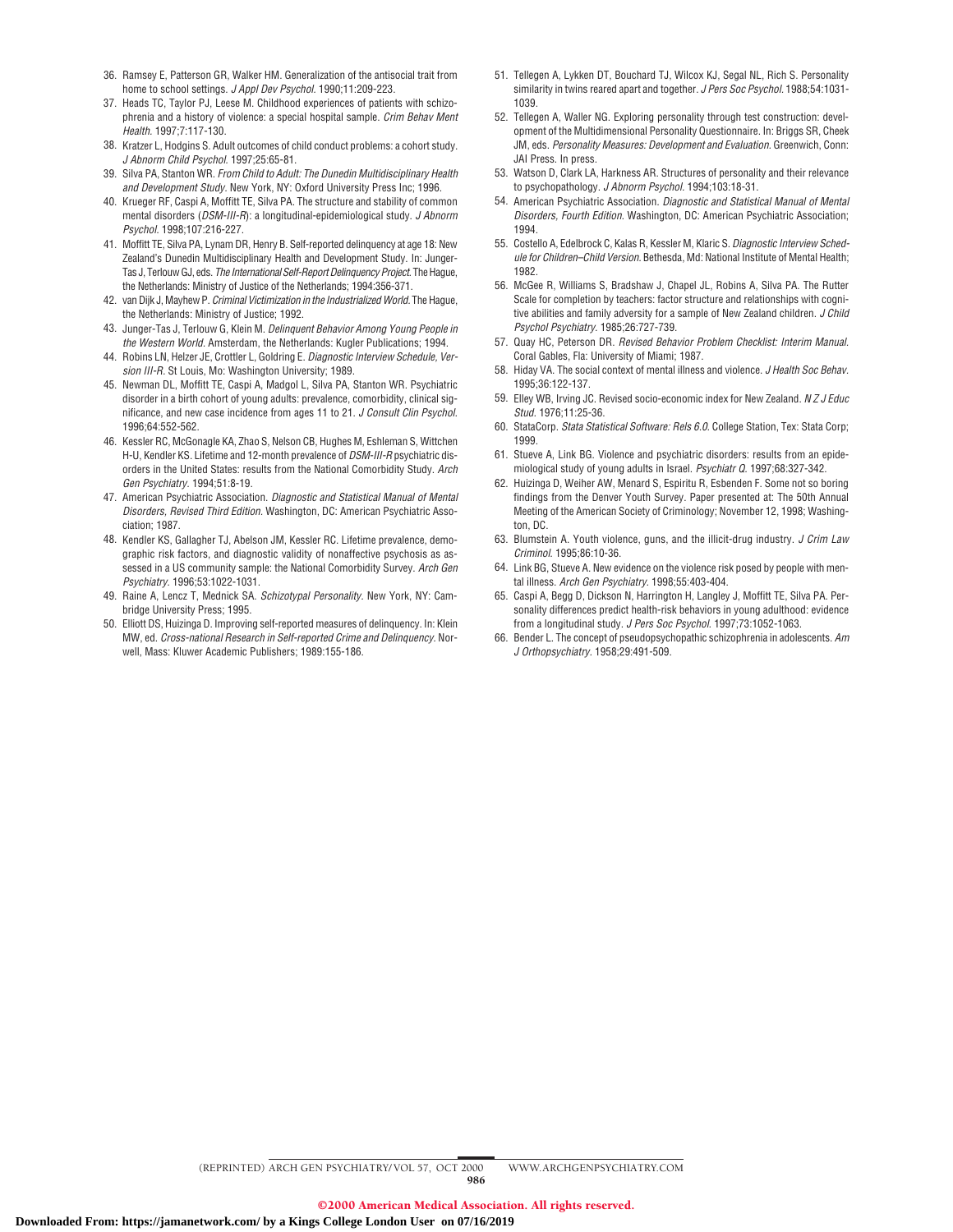36. Ramsey E, Patterson GR, Walker HM. Generalization of the antisocial trait from home to school settings. *J Appl Dev Psychol*. 1990;11:209-223.
37. Heads TC, Taylor PJ, Leese M. Childhood experiences of patients with schizophrenia and a history of violence: a special hospital sample. *Crim Behav Ment Health*. 1997;7:117-130.
38. Kratzer L, Hodgins S. Adult outcomes of child conduct problems: a cohort study. *J Abnorm Child Psychol*. 1997;25:65-81.
39. Silva PA, Stanton WR. *From Child to Adult: The Dunedin Multidisciplinary Health and Development Study*. New York, NY: Oxford University Press Inc; 1996.
40. Krueger RF, Caspi A, Moffitt TE, Silva PA. The structure and stability of common mental disorders (*DSM-III-R*): a longitudinal-epidemiological study. *J Abnorm Psychol*. 1998;107:216-227.
41. Moffitt TE, Silva PA, Lynam DR, Henry B. Self-reported delinquency at age 18: New Zealand's Dunedin Multidisciplinary Health and Development Study. In: Junger-Tas J, Terlouw GJ, eds. *The International Self-Report Delinquency Project*. The Hague, the Netherlands: Ministry of Justice of the Netherlands; 1994:356-371.
42. van Dijk J, Mayhew P. *Criminal Victimization in the Industrialized World*. The Hague, the Netherlands: Ministry of Justice; 1992.
43. Junger-Tas J, Terlouw G, Klein M. *Delinquent Behavior Among Young People in the Western World*. Amsterdam, the Netherlands: Kugler Publications; 1994.
44. Robins LN, Helzer JE, Crottler L, Goldring E. *Diagnostic Interview Schedule, Version III-R*. St Louis, Mo: Washington University; 1989.
45. Newman DL, Moffitt TE, Caspi A, Madgol L, Silva PA, Stanton WR. Psychiatric disorder in a birth cohort of young adults: prevalence, comorbidity, clinical significance, and new case incidence from ages 11 to 21. *J Consult Clin Psychol*. 1996;64:552-562.
46. Kessler RC, McGonagle KA, Zhao S, Nelson CB, Hughes M, Eshleman S, Wittchen H-U, Kendler KS. Lifetime and 12-month prevalence of *DSM-III-R* psychiatric disorders in the United States: results from the National Comorbidity Study. *Arch Gen Psychiatry*. 1994;51:8-19.
47. American Psychiatric Association. *Diagnostic and Statistical Manual of Mental Disorders, Revised Third Edition*. Washington, DC: American Psychiatric Association; 1987.
48. Kendler KS, Gallagher TJ, Abelson JM, Kessler RC. Lifetime prevalence, demographic risk factors, and diagnostic validity of nonaffective psychosis as assessed in a US community sample: the National Comorbidity Survey. *Arch Gen Psychiatry*. 1996;53:1022-1031.
49. Raine A, Lencz T, Mednick SA. *Schizotypal Personality*. New York, NY: Cambridge University Press; 1995.
50. Elliott DS, Huizinga D. Improving self-reported measures of delinquency. In: Klein MW, ed. *Cross-national Research in Self-reported Crime and Delinquency*. Norwell, Mass: Kluwer Academic Publishers; 1989:155-186.
51. Tellegen A, Lykken DT, Bouchard TJ, Wilcox KJ, Segal NL, Rich S. Personality similarity in twins reared apart and together. *J Pers Soc Psychol*. 1988;54:1031-1039.
52. Tellegen A, Waller NG. Exploring personality through test construction: development of the Multidimensional Personality Questionnaire. In: Briggs SR, Cheek JM, eds. *Personality Measures: Development and Evaluation*. Greenwich, Conn: JAI Press. In press.
53. Watson D, Clark LA, Harkness AR. Structures of personality and their relevance to psychopathology. *J Abnorm Psychol*. 1994;103:18-31.
54. American Psychiatric Association. *Diagnostic and Statistical Manual of Mental Disorders, Fourth Edition*. Washington, DC: American Psychiatric Association; 1994.
55. Costello A, Edelbrock C, Kalas R, Kessler M, Klaric S. *Diagnostic Interview Schedule for Children–Child Version*. Bethesda, Md: National Institute of Mental Health; 1982.
56. McGee R, Williams S, Bradshaw J, Chapel JL, Robins A, Silva PA. The Rutter Scale for completion by teachers: factor structure and relationships with cognitive abilities and family adversity for a sample of New Zealand children. *J Child Psychol Psychiatry*. 1985;26:727-739.
57. Quay HC, Peterson DR. *Revised Behavior Problem Checklist: Interim Manual*. Coral Gables, Fla: University of Miami; 1987.
58. Hiday VA. The social context of mental illness and violence. *J Health Soc Behav*. 1995;36:122-137.
59. Elley WB, Irving JC. Revised socio-economic index for New Zealand. *N Z J Educ Stud*. 1976;11:25-36.
60. StataCorp. *Stata Statistical Software: Rels 6.0*. College Station, Tex: Stata Corp; 1999.
61. Stueve A, Link BG. Violence and psychiatric disorders: results from an epidemiological study of young adults in Israel. *Psychiatr Q*. 1997;68:327-342.
62. Huizinga D, Weiher AW, Menard S, Espiritu R, Esbenden F. Some not so boring findings from the Denver Youth Survey. Paper presented at: The 50th Annual Meeting of the American Society of Criminology; November 12, 1998; Washington, DC.
63. Blumstein A. Youth violence, guns, and the illicit-drug industry. *J Crim Law Criminol*. 1995;86:10-36.
64. Link BG, Stueve A. New evidence on the violence risk posed by people with mental illness. *Arch Gen Psychiatry*. 1998;55:403-404.
65. Caspi A, Begg D, Dickson N, Harrington H, Langley J, Moffitt TE, Silva PA. Personality differences predict health-risk behaviors in young adulthood: evidence from a longitudinal study. *J Pers Soc Psychol*. 1997;73:1052-1063.
66. Bender L. The concept of pseudopsychopathic schizophrenia in adolescents. *Am J Orthopsychiatry*. 1958;29:491-509.